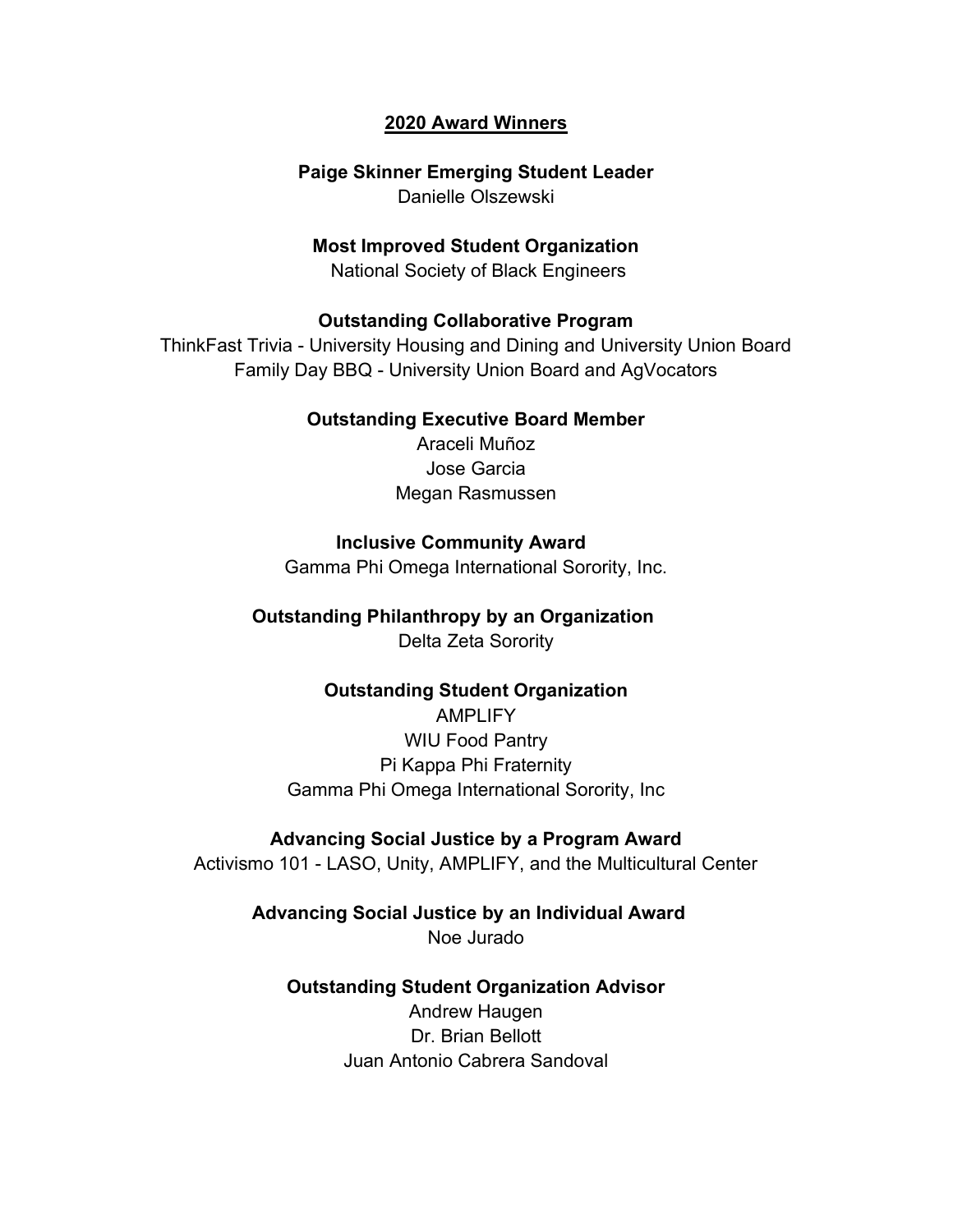# 2020 Award Winners

### Paige Skinner Emerging Student Leader

Danielle Olszewski

### Most Improved Student Organization

National Society of Black Engineers

### Outstanding Collaborative Program

ThinkFast Trivia - University Housing and Dining and University Union Board

Family Day BBQ - University Union Board and AgVocators

### Outstanding Executive Board Member

Araceli Muñoz

Jose Garcia

Megan Rasmussen

### Inclusive Community Award

Gamma Phi Omega International Sorority, Inc.

### Outstanding Philanthropy by an Organization

Delta Zeta Sorority

### Outstanding Student Organization

AMPLIFY

WIU Food Pantry

Pi Kappa Phi Fraternity

Gamma Phi Omega International Sorority, Inc

### Advancing Social Justice by a Program Award

Activismo 101 - LASO, Unity, AMPLIFY, and the Multicultural Center

### Advancing Social Justice by an Individual Award

Noe Jurado

### Outstanding Student Organization Advisor

Andrew Haugen

Dr. Brian Bellott

Juan Antonio Cabrera Sandoval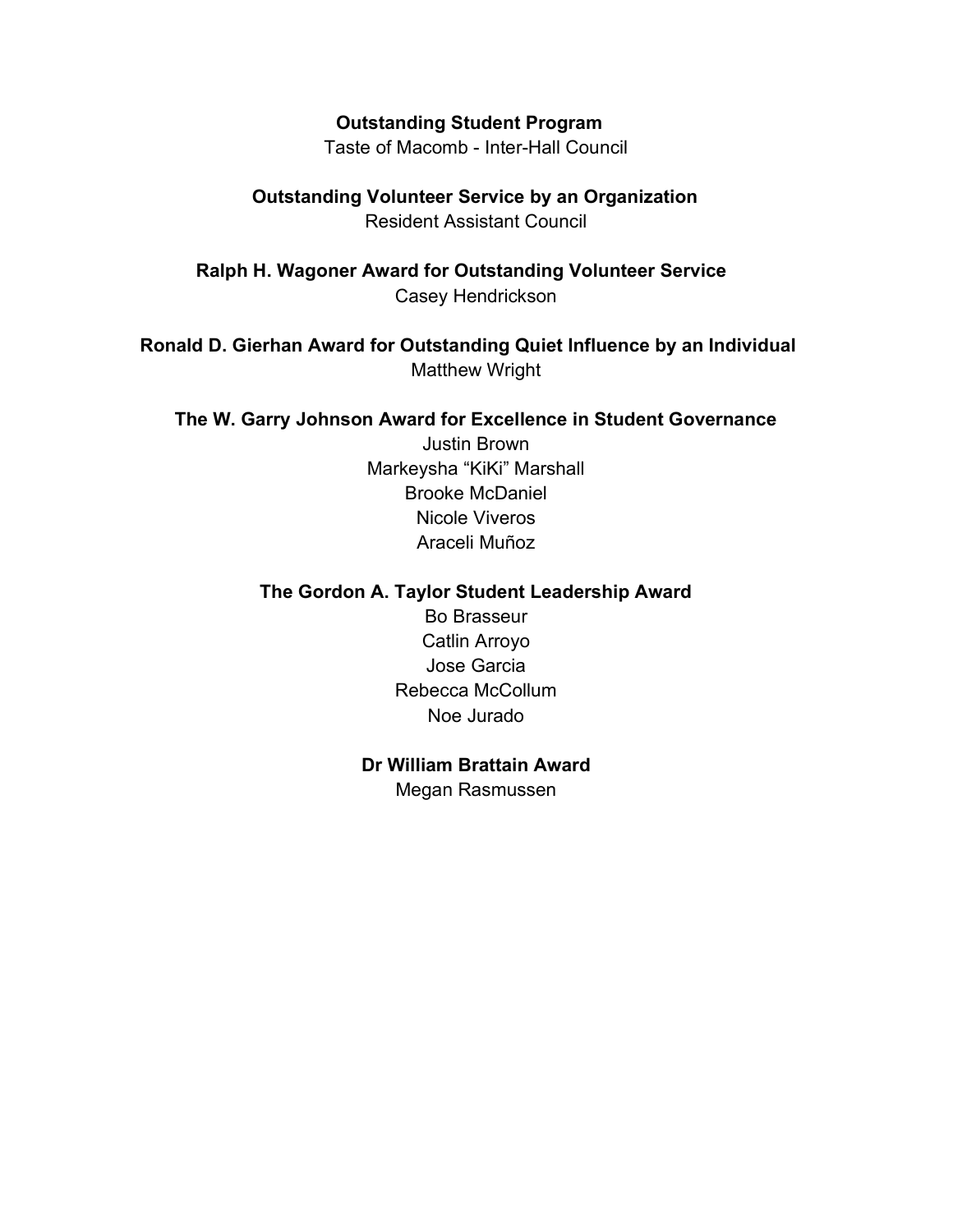**Outstanding Student Program**

Taste of Macomb - Inter-Hall Council

**Outstanding Volunteer Service by an Organization**

Resident Assistant Council

**Ralph H. Wagoner Award for Outstanding Volunteer Service**

Casey Hendrickson

**Ronald D. Gierhan Award for Outstanding Quiet Influence by an Individual**

Matthew Wright

**The W. Garry Johnson Award for Excellence in Student Governance**

Justin Brown
Markeysha “KiKi” Marshall
Brooke McDaniel
Nicole Viveros
Araceli Muñoz

**The Gordon A. Taylor Student Leadership Award**

Bo Brasseur
Catlin Arroyo
Jose Garcia
Rebecca McCollum
Noe Jurado

**Dr William Brattain Award**

Megan Rasmussen